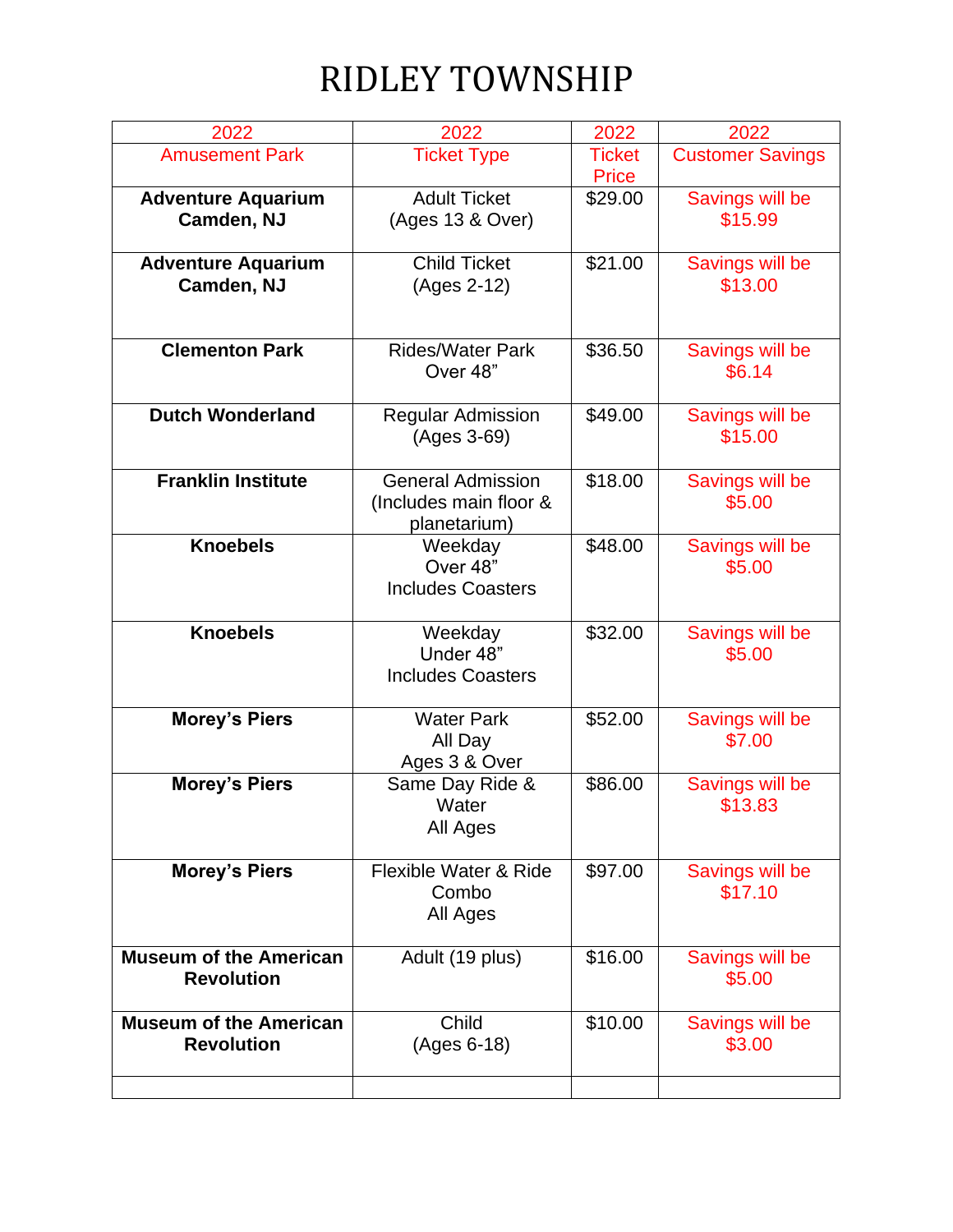# RIDLEY TOWNSHIP

| 2022 Amusement Park | 2022 Ticket Type | 2022 Ticket Price | 2022 Customer Savings |
|---|---|---|---|
| **Adventure Aquarium Camden, NJ** | Adult Ticket (Ages 13 & Over) | $29.00 | Savings will be $15.99 |
| **Adventure Aquarium Camden, NJ** | Child Ticket (Ages 2-12) | $21.00 | Savings will be $13.00 |
| **Clementon Park** | Rides/Water Park Over 48" | $36.50 | Savings will be $6.14 |
| **Dutch Wonderland** | Regular Admission (Ages 3-69) | $49.00 | Savings will be $15.00 |
| **Franklin Institute** | General Admission (Includes main floor & planetarium) | $18.00 | Savings will be $5.00 |
| **Knoebels** | Weekday Over 48" Includes Coasters | $48.00 | Savings will be $5.00 |
| **Knoebels** | Weekday Under 48" Includes Coasters | $32.00 | Savings will be $5.00 |
| **Morey's Piers** | Water Park All Day Ages 3 & Over | $52.00 | Savings will be $7.00 |
| **Morey's Piers** | Same Day Ride & Water All Ages | $86.00 | Savings will be $13.83 |
| **Morey's Piers** | Flexible Water & Ride Combo All Ages | $97.00 | Savings will be $17.10 |
| **Museum of the American Revolution** | Adult (19 plus) | $16.00 | Savings will be $5.00 |
| **Museum of the American Revolution** | Child (Ages 6-18) | $10.00 | Savings will be $3.00 |
| | | | |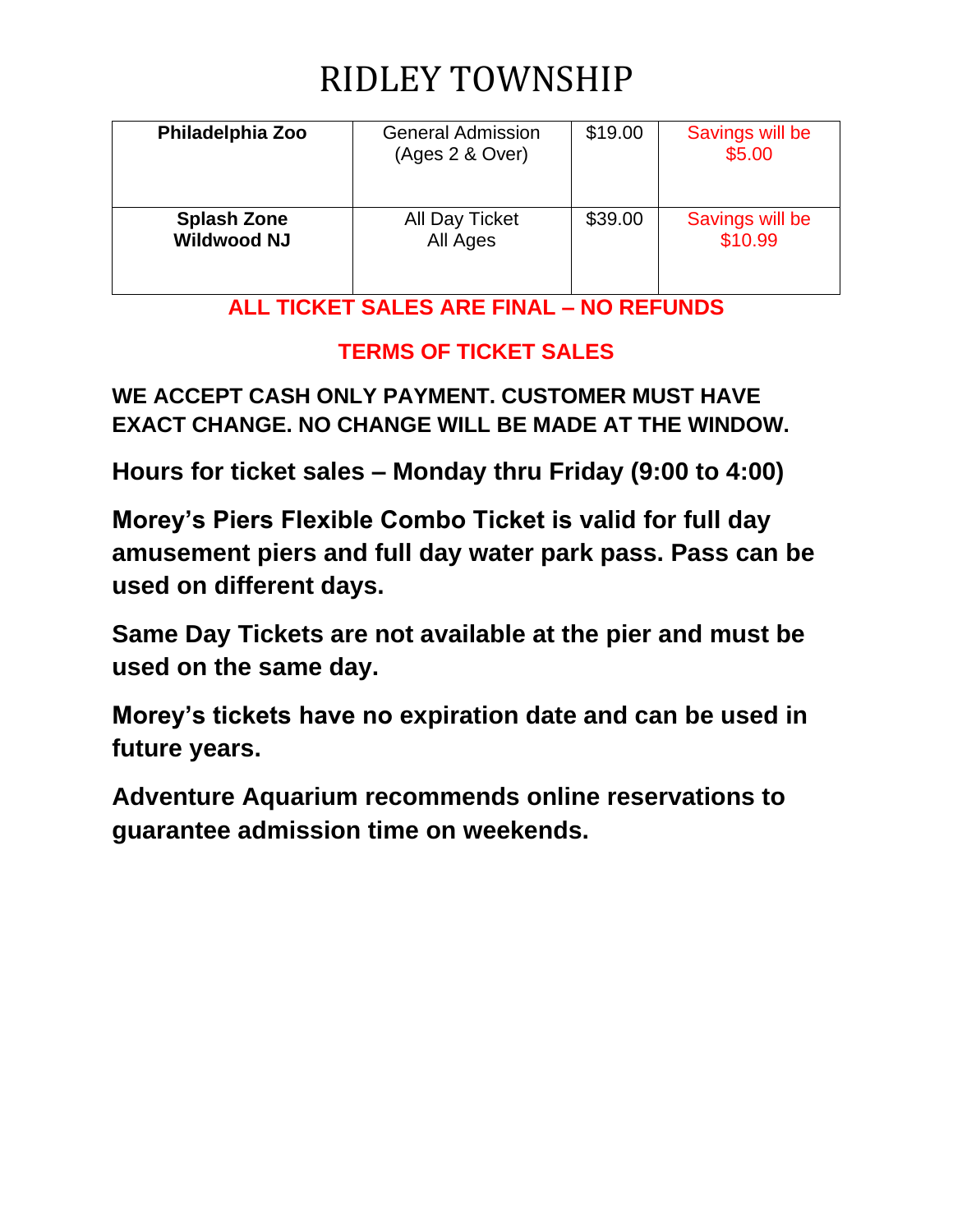# RIDLEY TOWNSHIP

| | | | |
|---|---|---|---|
| **Philadelphia Zoo** | General Admission (Ages 2 & Over) | $19.00 | Savings will be $5.00 |
| **Splash Zone Wildwood NJ** | All Day Ticket All Ages | $39.00 | Savings will be $10.99 |

**ALL TICKET SALES ARE FINAL – NO REFUNDS**

**TERMS OF TICKET SALES**

**WE ACCEPT CASH ONLY PAYMENT. CUSTOMER MUST HAVE EXACT CHANGE. NO CHANGE WILL BE MADE AT THE WINDOW.**

**Hours for ticket sales – Monday thru Friday (9:00 to 4:00)**

**Morey's Piers Flexible Combo Ticket is valid for full day amusement piers and full day water park pass. Pass can be used on different days.**

**Same Day Tickets are not available at the pier and must be used on the same day.**

**Morey's tickets have no expiration date and can be used in future years.**

**Adventure Aquarium recommends online reservations to guarantee admission time on weekends.**